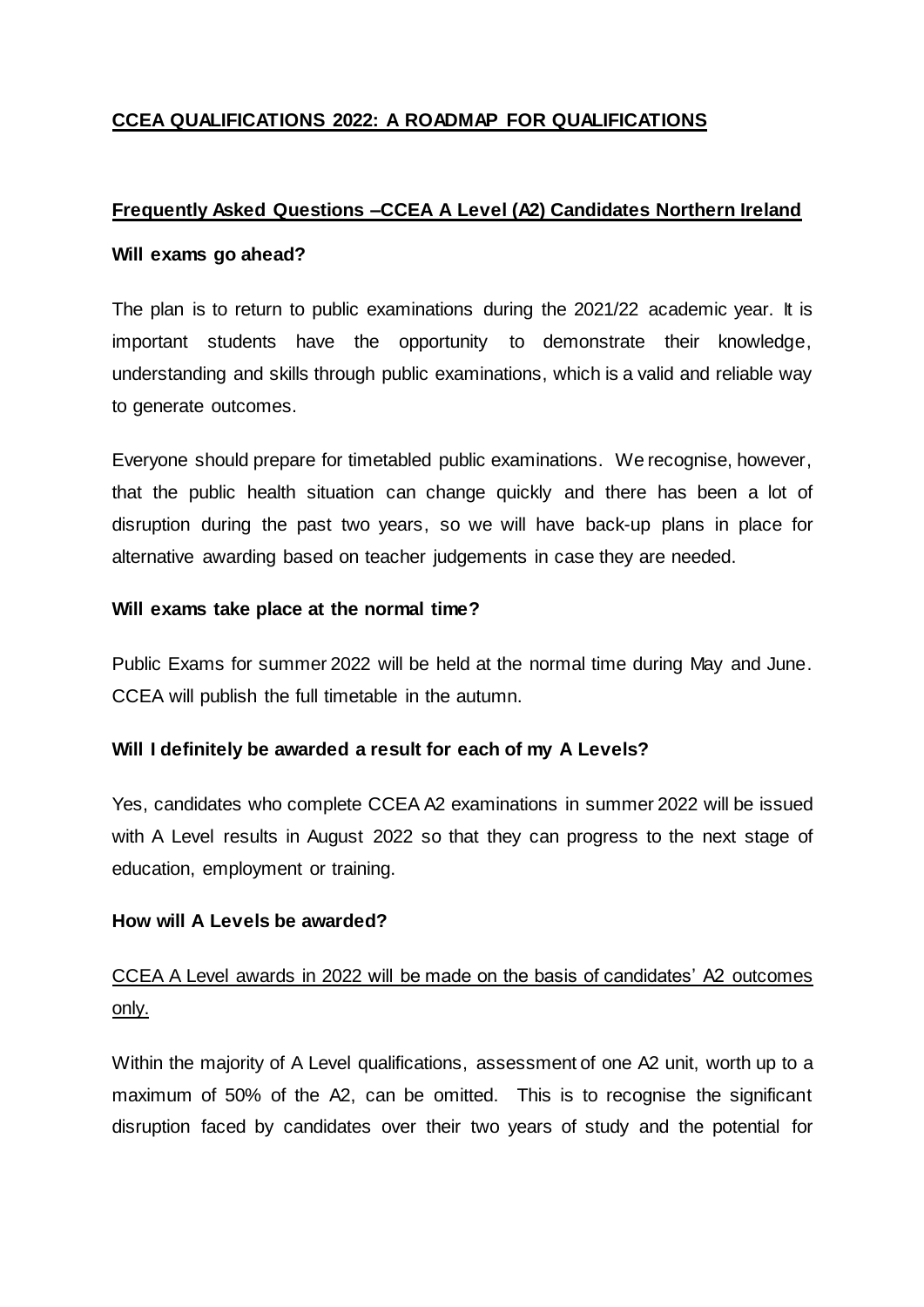# CCEA QUALIFICATIONS 2022: A ROADMAP FOR QUALIFICATIONS

## Frequently Asked Questions –CCEA A Level (A2) Candidates Northern Ireland

### Will exams go ahead?

The plan is to return to public examinations during the 2021/22 academic year. It is important students have the opportunity to demonstrate their knowledge, understanding and skills through public examinations, which is a valid and reliable way to generate outcomes.

Everyone should prepare for timetabled public examinations. We recognise, however, that the public health situation can change quickly and there has been a lot of disruption during the past two years, so we will have back-up plans in place for alternative awarding based on teacher judgements in case they are needed.

### Will exams take place at the normal time?

Public Exams for summer 2022 will be held at the normal time during May and June. CCEA will publish the full timetable in the autumn.

### Will I definitely be awarded a result for each of my A Levels?

Yes, candidates who complete CCEA A2 examinations in summer 2022 will be issued with A Level results in August 2022 so that they can progress to the next stage of education, employment or training.

### How will A Levels be awarded?

<u>CCEA A Level awards in 2022 will be made on the basis of candidates' A2 outcomes only.</u>

Within the majority of A Level qualifications, assessment of one A2 unit, worth up to a maximum of 50% of the A2, can be omitted. This is to recognise the significant disruption faced by candidates over their two years of study and the potential for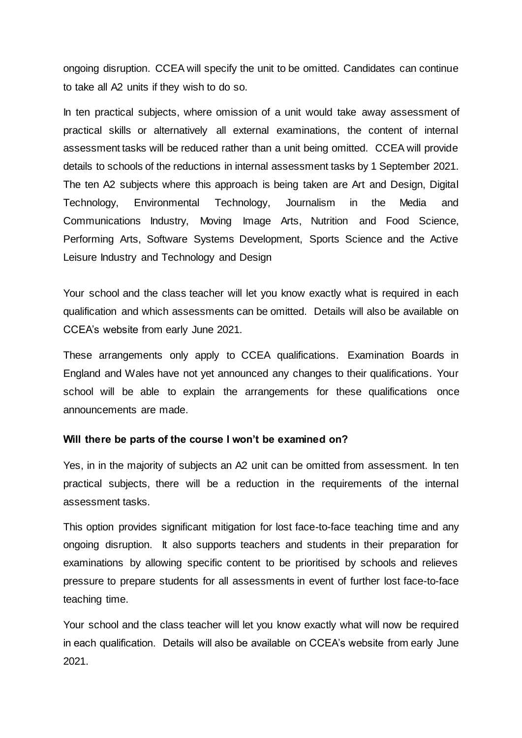ongoing disruption. CCEA will specify the unit to be omitted. Candidates can continue to take all A2 units if they wish to do so.

In ten practical subjects, where omission of a unit would take away assessment of practical skills or alternatively all external examinations, the content of internal assessment tasks will be reduced rather than a unit being omitted. CCEA will provide details to schools of the reductions in internal assessment tasks by 1 September 2021. The ten A2 subjects where this approach is being taken are Art and Design, Digital Technology, Environmental Technology, Journalism in the Media and Communications Industry, Moving Image Arts, Nutrition and Food Science, Performing Arts, Software Systems Development, Sports Science and the Active Leisure Industry and Technology and Design

Your school and the class teacher will let you know exactly what is required in each qualification and which assessments can be omitted. Details will also be available on CCEA's website from early June 2021.

These arrangements only apply to CCEA qualifications. Examination Boards in England and Wales have not yet announced any changes to their qualifications. Your school will be able to explain the arrangements for these qualifications once announcements are made.

**Will there be parts of the course I won't be examined on?**

Yes, in in the majority of subjects an A2 unit can be omitted from assessment. In ten practical subjects, there will be a reduction in the requirements of the internal assessment tasks.

This option provides significant mitigation for lost face-to-face teaching time and any ongoing disruption. It also supports teachers and students in their preparation for examinations by allowing specific content to be prioritised by schools and relieves pressure to prepare students for all assessments in event of further lost face-to-face teaching time.

Your school and the class teacher will let you know exactly what will now be required in each qualification. Details will also be available on CCEA's website from early June 2021.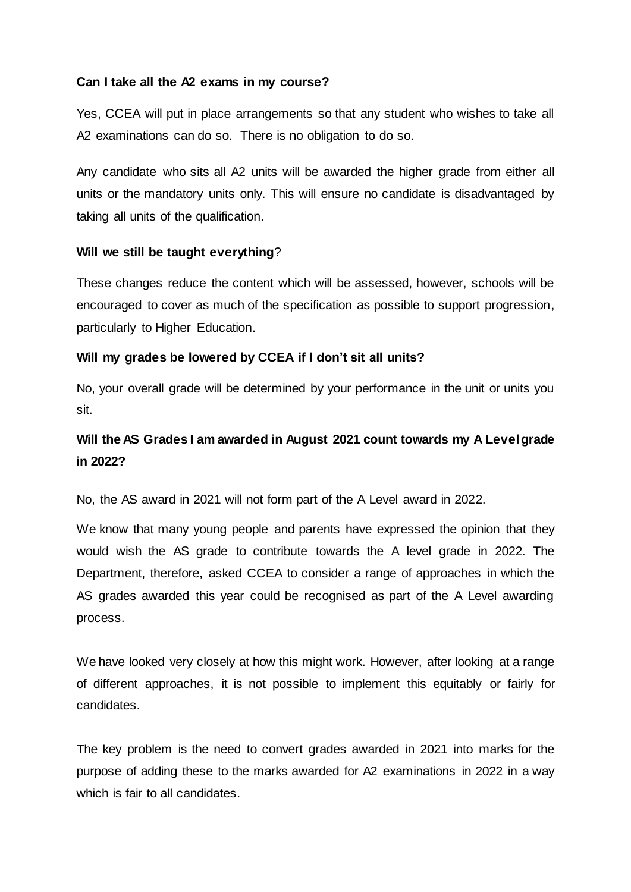**Can I take all the A2 exams in my course?**

Yes, CCEA will put in place arrangements so that any student who wishes to take all A2 examinations can do so. There is no obligation to do so.

Any candidate who sits all A2 units will be awarded the higher grade from either all units or the mandatory units only. This will ensure no candidate is disadvantaged by taking all units of the qualification.

**Will we still be taught everything**?

These changes reduce the content which will be assessed, however, schools will be encouraged to cover as much of the specification as possible to support progression, particularly to Higher Education.

**Will my grades be lowered by CCEA if I don't sit all units?**

No, your overall grade will be determined by your performance in the unit or units you sit.

**Will the AS Grades I am awarded in August 2021 count towards my A Level grade in 2022?**

No, the AS award in 2021 will not form part of the A Level award in 2022.

We know that many young people and parents have expressed the opinion that they would wish the AS grade to contribute towards the A level grade in 2022. The Department, therefore, asked CCEA to consider a range of approaches in which the AS grades awarded this year could be recognised as part of the A Level awarding process.

We have looked very closely at how this might work. However, after looking at a range of different approaches, it is not possible to implement this equitably or fairly for candidates.

The key problem is the need to convert grades awarded in 2021 into marks for the purpose of adding these to the marks awarded for A2 examinations in 2022 in a way which is fair to all candidates.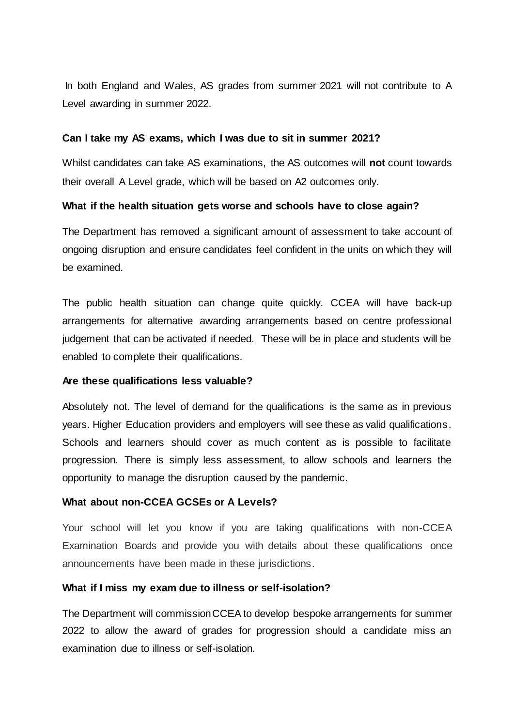In both England and Wales, AS grades from summer 2021 will not contribute to A Level awarding in summer 2022.

**Can I take my AS exams, which I was due to sit in summer 2021?**

Whilst candidates can take AS examinations, the AS outcomes will **not** count towards their overall A Level grade, which will be based on A2 outcomes only.

**What if the health situation gets worse and schools have to close again?**

The Department has removed a significant amount of assessment to take account of ongoing disruption and ensure candidates feel confident in the units on which they will be examined.

The public health situation can change quite quickly. CCEA will have back-up arrangements for alternative awarding arrangements based on centre professional judgement that can be activated if needed. These will be in place and students will be enabled to complete their qualifications.

**Are these qualifications less valuable?**

Absolutely not. The level of demand for the qualifications is the same as in previous years. Higher Education providers and employers will see these as valid qualifications. Schools and learners should cover as much content as is possible to facilitate progression. There is simply less assessment, to allow schools and learners the opportunity to manage the disruption caused by the pandemic.

**What about non-CCEA GCSEs or A Levels?**

Your school will let you know if you are taking qualifications with non-CCEA Examination Boards and provide you with details about these qualifications once announcements have been made in these jurisdictions.

**What if I miss my exam due to illness or self-isolation?**

The Department will commission CCEA to develop bespoke arrangements for summer 2022 to allow the award of grades for progression should a candidate miss an examination due to illness or self-isolation.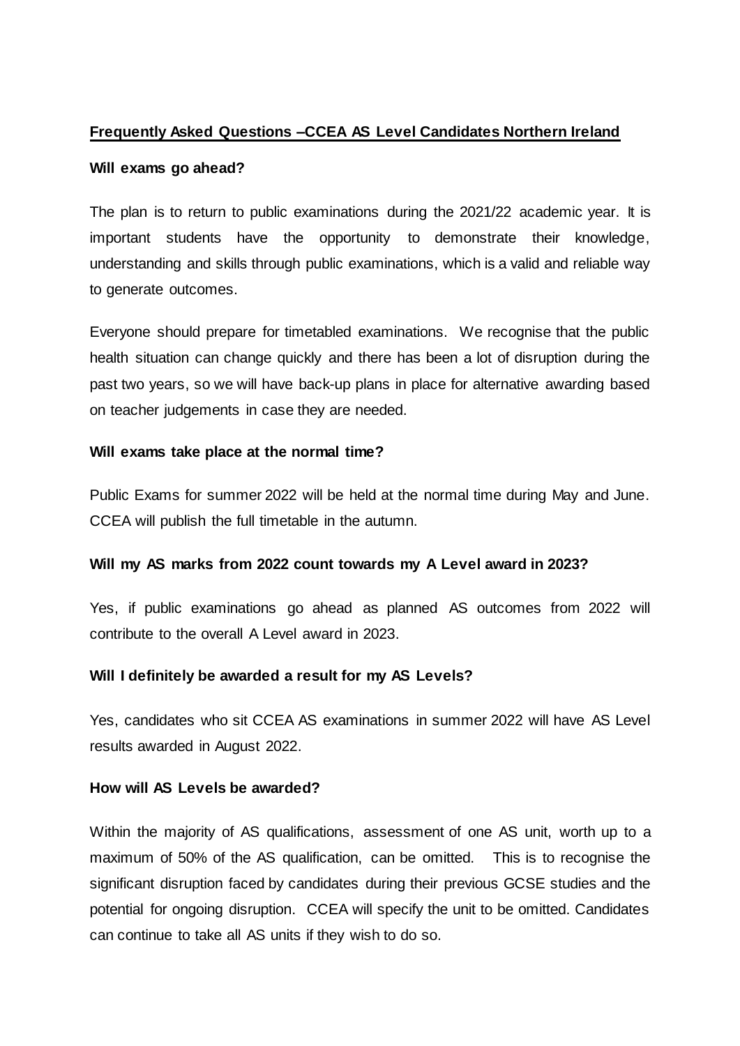**Frequently Asked Questions –CCEA AS Level Candidates Northern Ireland**

**Will exams go ahead?**

The plan is to return to public examinations during the 2021/22 academic year. It is important students have the opportunity to demonstrate their knowledge, understanding and skills through public examinations, which is a valid and reliable way to generate outcomes.

Everyone should prepare for timetabled examinations. We recognise that the public health situation can change quickly and there has been a lot of disruption during the past two years, so we will have back-up plans in place for alternative awarding based on teacher judgements in case they are needed.

**Will exams take place at the normal time?**

Public Exams for summer 2022 will be held at the normal time during May and June. CCEA will publish the full timetable in the autumn.

**Will my AS marks from 2022 count towards my A Level award in 2023?**

Yes, if public examinations go ahead as planned AS outcomes from 2022 will contribute to the overall A Level award in 2023.

**Will I definitely be awarded a result for my AS Levels?**

Yes, candidates who sit CCEA AS examinations in summer 2022 will have AS Level results awarded in August 2022.

**How will AS Levels be awarded?**

Within the majority of AS qualifications, assessment of one AS unit, worth up to a maximum of 50% of the AS qualification, can be omitted. This is to recognise the significant disruption faced by candidates during their previous GCSE studies and the potential for ongoing disruption. CCEA will specify the unit to be omitted. Candidates can continue to take all AS units if they wish to do so.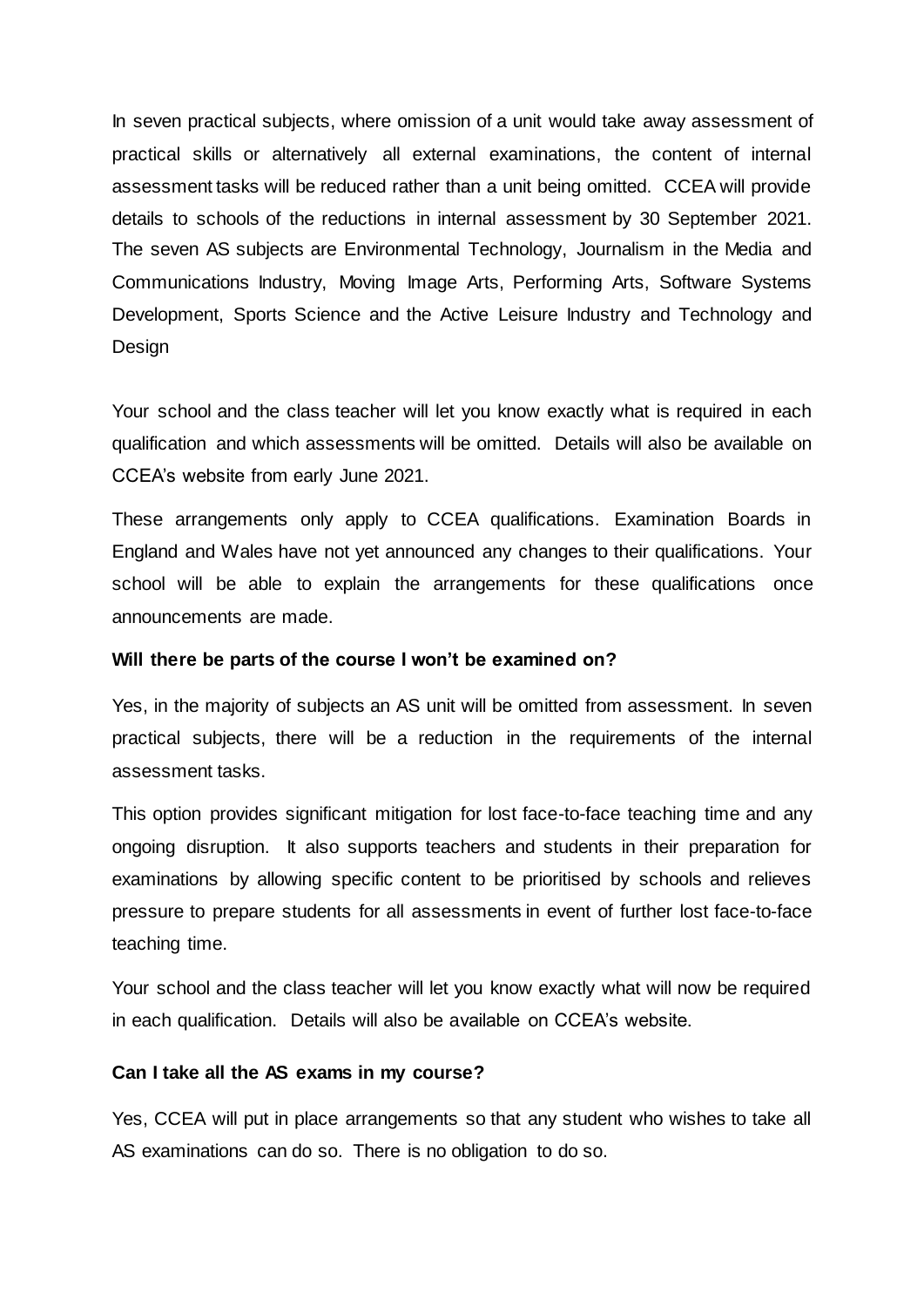In seven practical subjects, where omission of a unit would take away assessment of practical skills or alternatively all external examinations, the content of internal assessment tasks will be reduced rather than a unit being omitted. CCEA will provide details to schools of the reductions in internal assessment by 30 September 2021. The seven AS subjects are Environmental Technology, Journalism in the Media and Communications Industry, Moving Image Arts, Performing Arts, Software Systems Development, Sports Science and the Active Leisure Industry and Technology and Design

Your school and the class teacher will let you know exactly what is required in each qualification and which assessments will be omitted. Details will also be available on CCEA's website from early June 2021.

These arrangements only apply to CCEA qualifications. Examination Boards in England and Wales have not yet announced any changes to their qualifications. Your school will be able to explain the arrangements for these qualifications once announcements are made.

**Will there be parts of the course I won't be examined on?**

Yes, in the majority of subjects an AS unit will be omitted from assessment. In seven practical subjects, there will be a reduction in the requirements of the internal assessment tasks.

This option provides significant mitigation for lost face-to-face teaching time and any ongoing disruption. It also supports teachers and students in their preparation for examinations by allowing specific content to be prioritised by schools and relieves pressure to prepare students for all assessments in event of further lost face-to-face teaching time.

Your school and the class teacher will let you know exactly what will now be required in each qualification. Details will also be available on CCEA's website.

**Can I take all the AS exams in my course?**

Yes, CCEA will put in place arrangements so that any student who wishes to take all AS examinations can do so. There is no obligation to do so.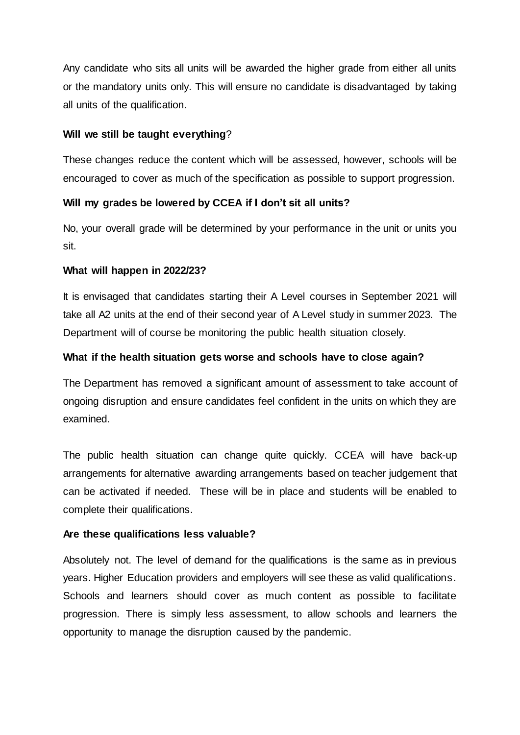Any candidate who sits all units will be awarded the higher grade from either all units or the mandatory units only. This will ensure no candidate is disadvantaged by taking all units of the qualification.

**Will we still be taught everything**?

These changes reduce the content which will be assessed, however, schools will be encouraged to cover as much of the specification as possible to support progression.

**Will my grades be lowered by CCEA if I don't sit all units?**

No, your overall grade will be determined by your performance in the unit or units you sit.

**What will happen in 2022/23?**

It is envisaged that candidates starting their A Level courses in September 2021 will take all A2 units at the end of their second year of A Level study in summer 2023. The Department will of course be monitoring the public health situation closely.

**What if the health situation gets worse and schools have to close again?**

The Department has removed a significant amount of assessment to take account of ongoing disruption and ensure candidates feel confident in the units on which they are examined.

The public health situation can change quite quickly. CCEA will have back-up arrangements for alternative awarding arrangements based on teacher judgement that can be activated if needed. These will be in place and students will be enabled to complete their qualifications.

**Are these qualifications less valuable?**

Absolutely not. The level of demand for the qualifications is the same as in previous years. Higher Education providers and employers will see these as valid qualifications. Schools and learners should cover as much content as possible to facilitate progression. There is simply less assessment, to allow schools and learners the opportunity to manage the disruption caused by the pandemic.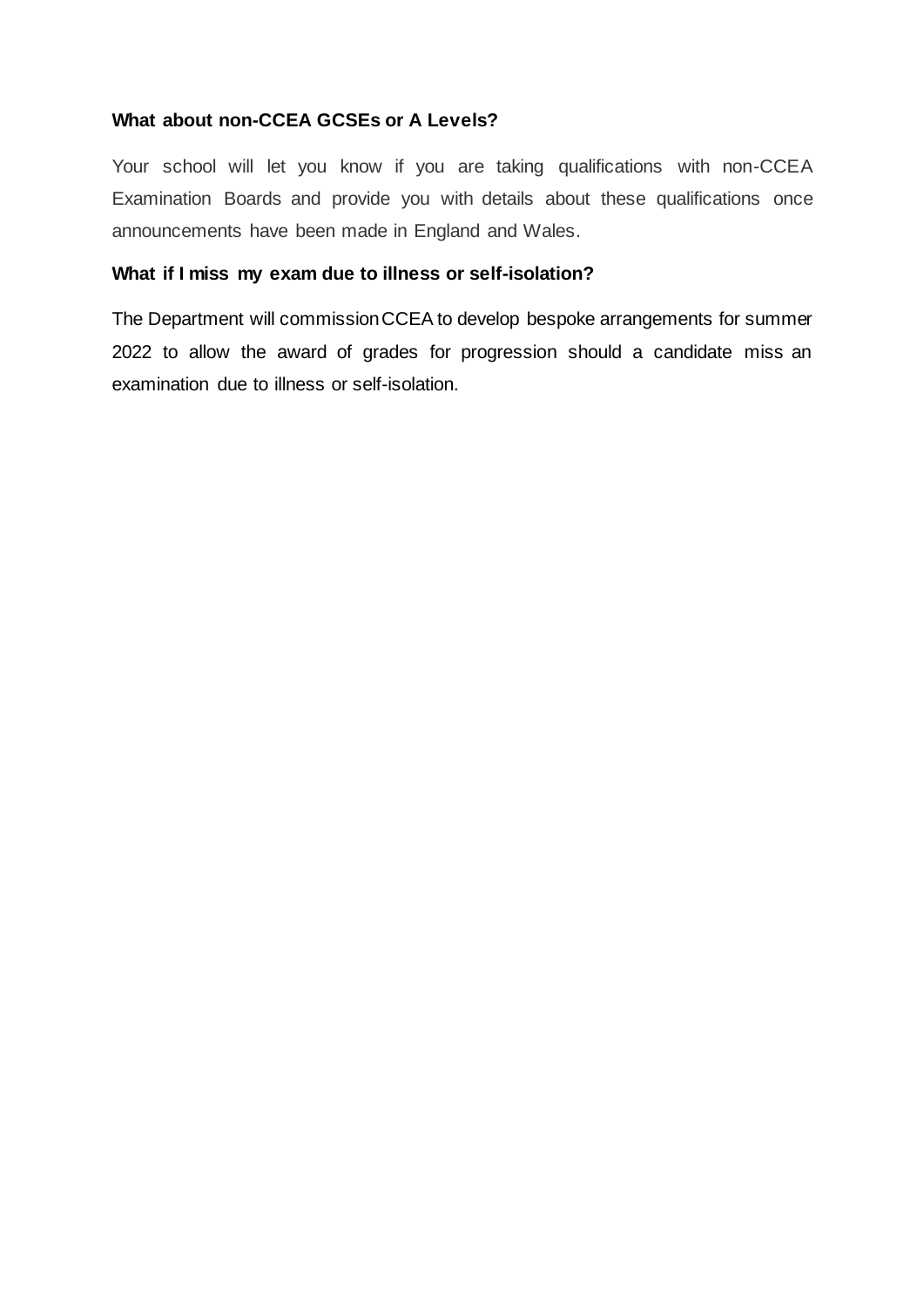**What about non-CCEA GCSEs or A Levels?**

Your school will let you know if you are taking qualifications with non-CCEA Examination Boards and provide you with details about these qualifications once announcements have been made in England and Wales.

**What if I miss my exam due to illness or self-isolation?**

The Department will commission CCEA to develop bespoke arrangements for summer 2022 to allow the award of grades for progression should a candidate miss an examination due to illness or self-isolation.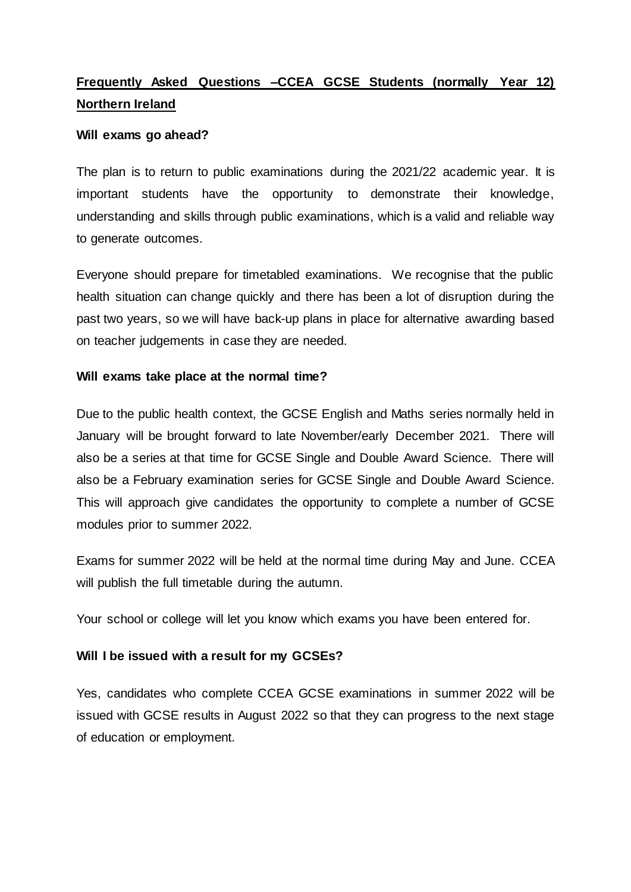## Frequently Asked Questions –CCEA GCSE Students (normally Year 12) Northern Ireland

### Will exams go ahead?

The plan is to return to public examinations during the 2021/22 academic year. It is important students have the opportunity to demonstrate their knowledge, understanding and skills through public examinations, which is a valid and reliable way to generate outcomes.

Everyone should prepare for timetabled examinations. We recognise that the public health situation can change quickly and there has been a lot of disruption during the past two years, so we will have back-up plans in place for alternative awarding based on teacher judgements in case they are needed.

### Will exams take place at the normal time?

Due to the public health context, the GCSE English and Maths series normally held in January will be brought forward to late November/early December 2021. There will also be a series at that time for GCSE Single and Double Award Science. There will also be a February examination series for GCSE Single and Double Award Science. This will approach give candidates the opportunity to complete a number of GCSE modules prior to summer 2022.

Exams for summer 2022 will be held at the normal time during May and June. CCEA will publish the full timetable during the autumn.

Your school or college will let you know which exams you have been entered for.

### Will I be issued with a result for my GCSEs?

Yes, candidates who complete CCEA GCSE examinations in summer 2022 will be issued with GCSE results in August 2022 so that they can progress to the next stage of education or employment.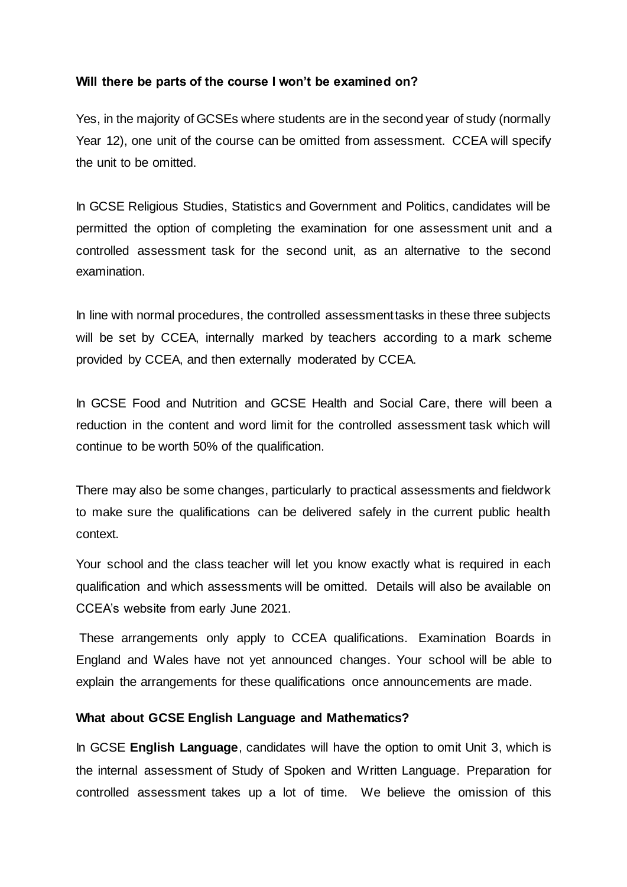**Will there be parts of the course I won't be examined on?**

Yes, in the majority of GCSEs where students are in the second year of study (normally Year 12), one unit of the course can be omitted from assessment. CCEA will specify the unit to be omitted.

In GCSE Religious Studies, Statistics and Government and Politics, candidates will be permitted the option of completing the examination for one assessment unit and a controlled assessment task for the second unit, as an alternative to the second examination.

In line with normal procedures, the controlled assessment tasks in these three subjects will be set by CCEA, internally marked by teachers according to a mark scheme provided by CCEA, and then externally moderated by CCEA.

In GCSE Food and Nutrition and GCSE Health and Social Care, there will been a reduction in the content and word limit for the controlled assessment task which will continue to be worth 50% of the qualification.

There may also be some changes, particularly to practical assessments and fieldwork to make sure the qualifications can be delivered safely in the current public health context.

Your school and the class teacher will let you know exactly what is required in each qualification and which assessments will be omitted. Details will also be available on CCEA's website from early June 2021.

These arrangements only apply to CCEA qualifications. Examination Boards in England and Wales have not yet announced changes. Your school will be able to explain the arrangements for these qualifications once announcements are made.

**What about GCSE English Language and Mathematics?**

In GCSE **English Language**, candidates will have the option to omit Unit 3, which is the internal assessment of Study of Spoken and Written Language. Preparation for controlled assessment takes up a lot of time. We believe the omission of this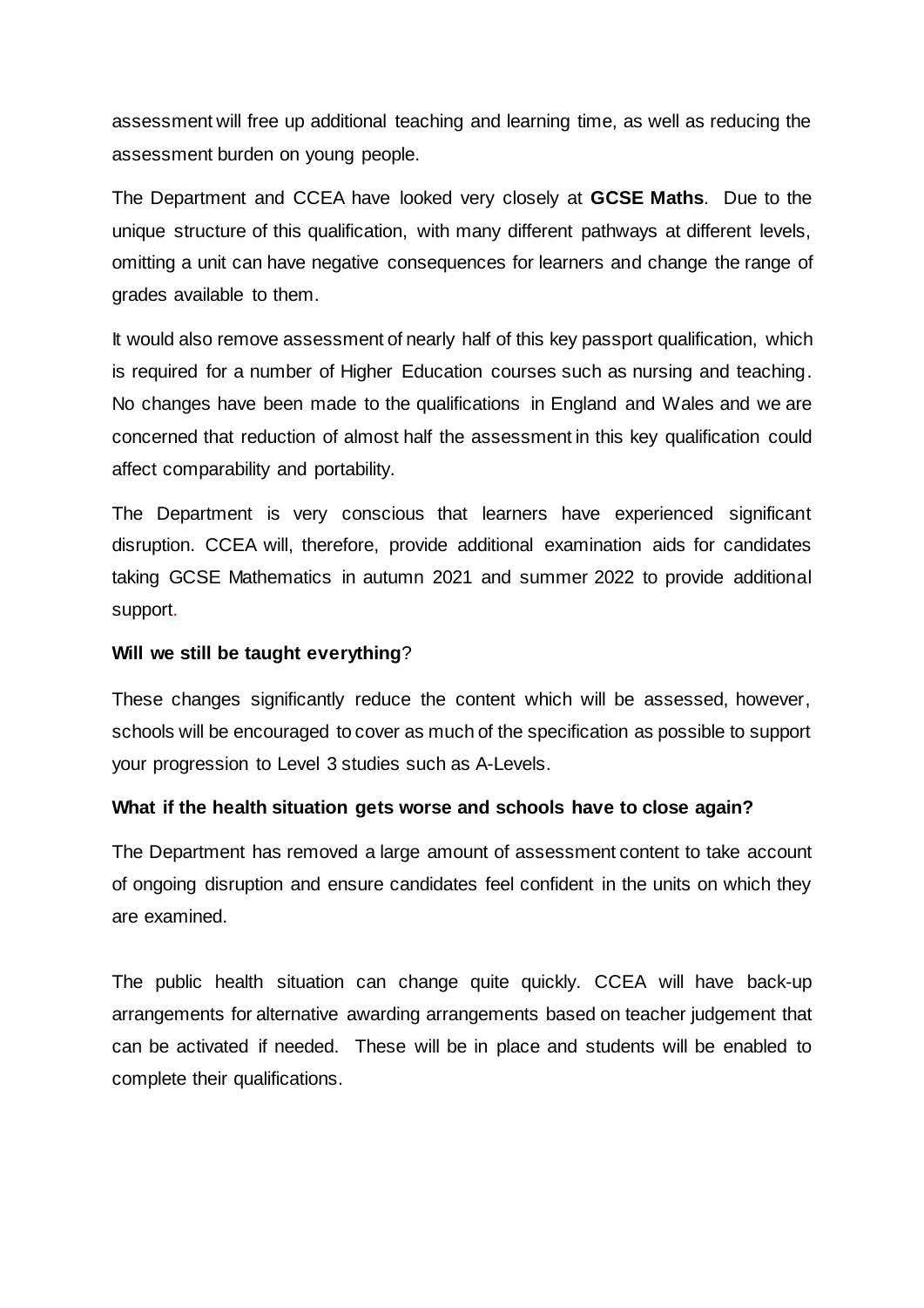assessment will free up additional teaching and learning time, as well as reducing the assessment burden on young people.

The Department and CCEA have looked very closely at **GCSE Maths**. Due to the unique structure of this qualification, with many different pathways at different levels, omitting a unit can have negative consequences for learners and change the range of grades available to them.

It would also remove assessment of nearly half of this key passport qualification, which is required for a number of Higher Education courses such as nursing and teaching. No changes have been made to the qualifications in England and Wales and we are concerned that reduction of almost half the assessment in this key qualification could affect comparability and portability.

The Department is very conscious that learners have experienced significant disruption. CCEA will, therefore, provide additional examination aids for candidates taking GCSE Mathematics in autumn 2021 and summer 2022 to provide additional support.

**Will we still be taught everything?**

These changes significantly reduce the content which will be assessed, however, schools will be encouraged to cover as much of the specification as possible to support your progression to Level 3 studies such as A-Levels.

**What if the health situation gets worse and schools have to close again?**

The Department has removed a large amount of assessment content to take account of ongoing disruption and ensure candidates feel confident in the units on which they are examined.

The public health situation can change quite quickly. CCEA will have back-up arrangements for alternative awarding arrangements based on teacher judgement that can be activated if needed. These will be in place and students will be enabled to complete their qualifications.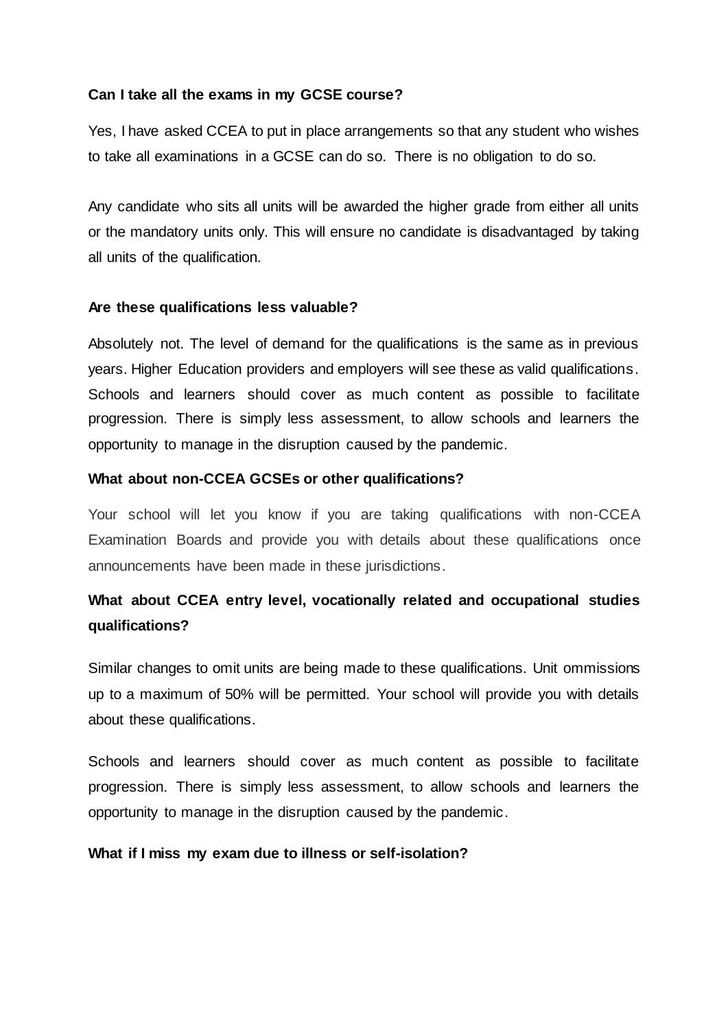**Can I take all the exams in my GCSE course?**

Yes, I have asked CCEA to put in place arrangements so that any student who wishes to take all examinations in a GCSE can do so. There is no obligation to do so.

Any candidate who sits all units will be awarded the higher grade from either all units or the mandatory units only. This will ensure no candidate is disadvantaged by taking all units of the qualification.

**Are these qualifications less valuable?**

Absolutely not. The level of demand for the qualifications is the same as in previous years. Higher Education providers and employers will see these as valid qualifications. Schools and learners should cover as much content as possible to facilitate progression. There is simply less assessment, to allow schools and learners the opportunity to manage in the disruption caused by the pandemic.

**What about non-CCEA GCSEs or other qualifications?**

Your school will let you know if you are taking qualifications with non-CCEA Examination Boards and provide you with details about these qualifications once announcements have been made in these jurisdictions.

**What about CCEA entry level, vocationally related and occupational studies qualifications?**

Similar changes to omit units are being made to these qualifications. Unit ommissions up to a maximum of 50% will be permitted. Your school will provide you with details about these qualifications.

Schools and learners should cover as much content as possible to facilitate progression. There is simply less assessment, to allow schools and learners the opportunity to manage in the disruption caused by the pandemic.

**What if I miss my exam due to illness or self-isolation?**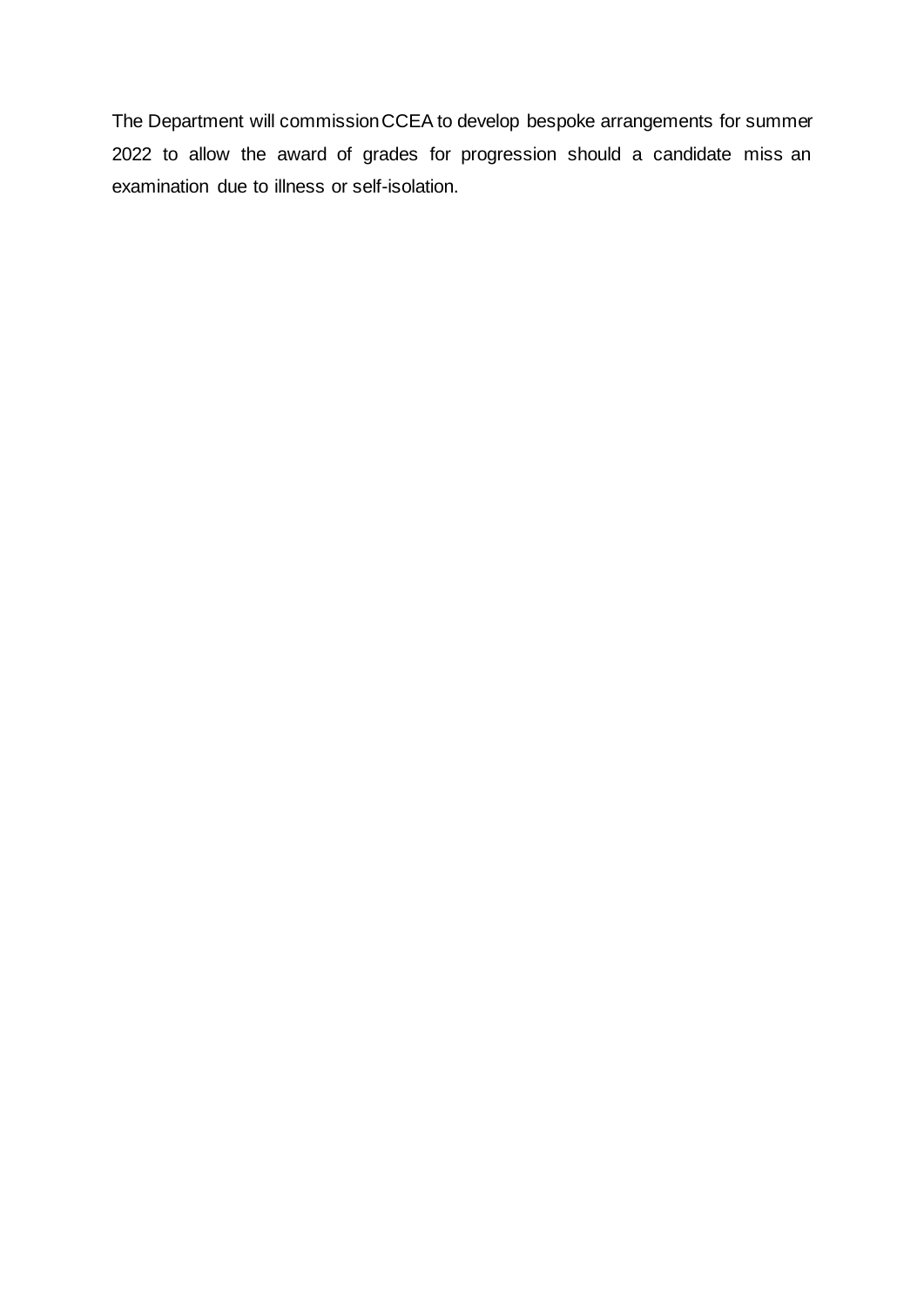The Department will commission CCEA to develop bespoke arrangements for summer 2022 to allow the award of grades for progression should a candidate miss an examination due to illness or self-isolation.